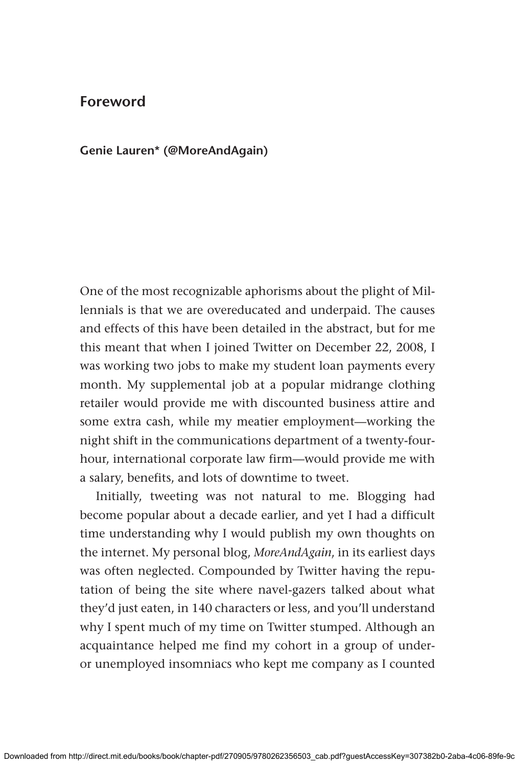# Foreword

**Genie Lauren* (@MoreAndAgain)**

One of the most recognizable aphorisms about the plight of Millennials is that we are overeducated and underpaid. The causes and effects of this have been detailed in the abstract, but for me this meant that when I joined Twitter on December 22, 2008, I was working two jobs to make my student loan payments every month. My supplemental job at a popular midrange clothing retailer would provide me with discounted business attire and some extra cash, while my meatier employment—working the night shift in the communications department of a twenty-four-hour, international corporate law firm—would provide me with a salary, benefits, and lots of downtime to tweet.

Initially, tweeting was not natural to me. Blogging had become popular about a decade earlier, and yet I had a difficult time understanding why I would publish my own thoughts on the internet. My personal blog, *MoreAndAgain*, in its earliest days was often neglected. Compounded by Twitter having the reputation of being the site where navel-gazers talked about what they'd just eaten, in 140 characters or less, and you'll understand why I spent much of my time on Twitter stumped. Although an acquaintance helped me find my cohort in a group of under- or unemployed insomniacs who kept me company as I counted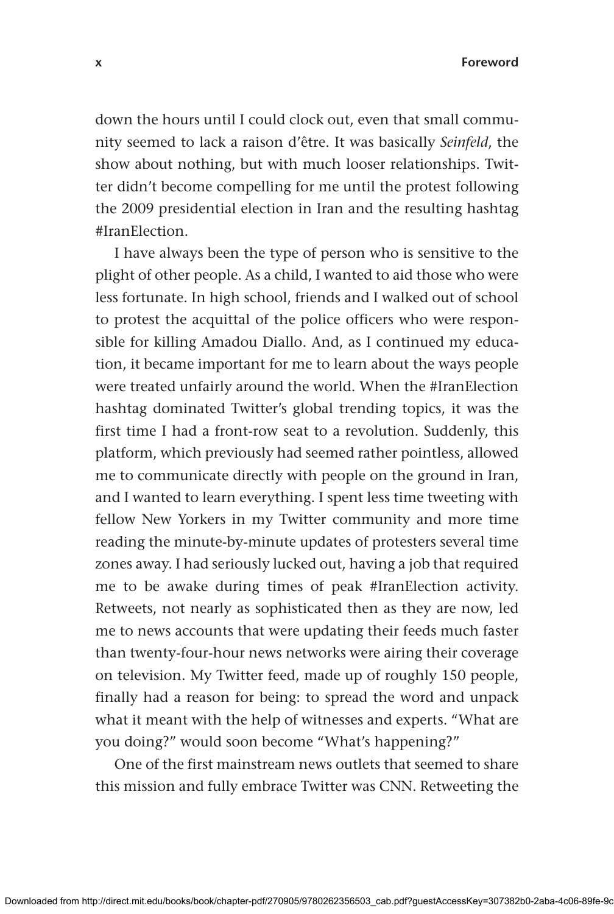down the hours until I could clock out, even that small community seemed to lack a raison d'être. It was basically *Seinfeld*, the show about nothing, but with much looser relationships. Twitter didn't become compelling for me until the protest following the 2009 presidential election in Iran and the resulting hashtag #IranElection.

I have always been the type of person who is sensitive to the plight of other people. As a child, I wanted to aid those who were less fortunate. In high school, friends and I walked out of school to protest the acquittal of the police officers who were responsible for killing Amadou Diallo. And, as I continued my education, it became important for me to learn about the ways people were treated unfairly around the world. When the #IranElection hashtag dominated Twitter's global trending topics, it was the first time I had a front-row seat to a revolution. Suddenly, this platform, which previously had seemed rather pointless, allowed me to communicate directly with people on the ground in Iran, and I wanted to learn everything. I spent less time tweeting with fellow New Yorkers in my Twitter community and more time reading the minute-by-minute updates of protesters several time zones away. I had seriously lucked out, having a job that required me to be awake during times of peak #IranElection activity. Retweets, not nearly as sophisticated then as they are now, led me to news accounts that were updating their feeds much faster than twenty-four-hour news networks were airing their coverage on television. My Twitter feed, made up of roughly 150 people, finally had a reason for being: to spread the word and unpack what it meant with the help of witnesses and experts. "What are you doing?" would soon become "What's happening?"

One of the first mainstream news outlets that seemed to share this mission and fully embrace Twitter was CNN. Retweeting the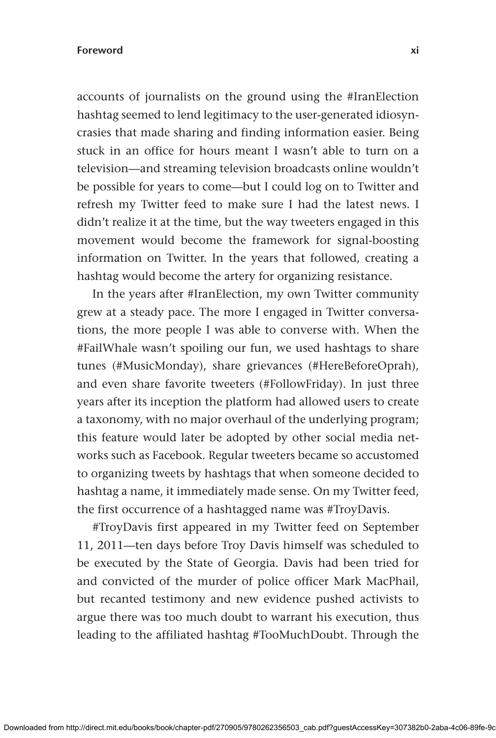accounts of journalists on the ground using the #IranElection hashtag seemed to lend legitimacy to the user-generated idiosyncrasies that made sharing and finding information easier. Being stuck in an office for hours meant I wasn't able to turn on a television—and streaming television broadcasts online wouldn't be possible for years to come—but I could log on to Twitter and refresh my Twitter feed to make sure I had the latest news. I didn't realize it at the time, but the way tweeters engaged in this movement would become the framework for signal-boosting information on Twitter. In the years that followed, creating a hashtag would become the artery for organizing resistance.

In the years after #IranElection, my own Twitter community grew at a steady pace. The more I engaged in Twitter conversations, the more people I was able to converse with. When the #FailWhale wasn't spoiling our fun, we used hashtags to share tunes (#MusicMonday), share grievances (#HereBeforeOprah), and even share favorite tweeters (#FollowFriday). In just three years after its inception the platform had allowed users to create a taxonomy, with no major overhaul of the underlying program; this feature would later be adopted by other social media networks such as Facebook. Regular tweeters became so accustomed to organizing tweets by hashtags that when someone decided to hashtag a name, it immediately made sense. On my Twitter feed, the first occurrence of a hashtagged name was #TroyDavis.

#TroyDavis first appeared in my Twitter feed on September 11, 2011—ten days before Troy Davis himself was scheduled to be executed by the State of Georgia. Davis had been tried for and convicted of the murder of police officer Mark MacPhail, but recanted testimony and new evidence pushed activists to argue there was too much doubt to warrant his execution, thus leading to the affiliated hashtag #TooMuchDoubt. Through the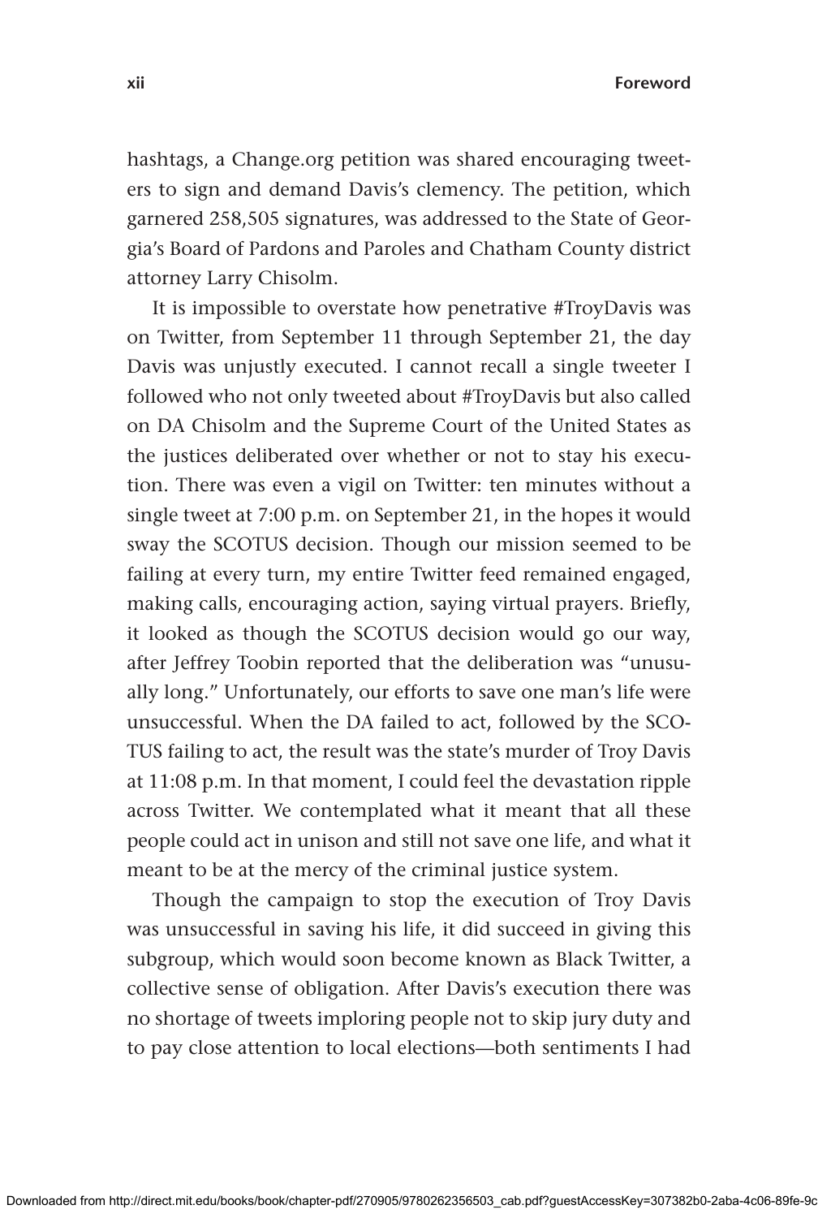hashtags, a Change.org petition was shared encouraging tweeters to sign and demand Davis's clemency. The petition, which garnered 258,505 signatures, was addressed to the State of Georgia's Board of Pardons and Paroles and Chatham County district attorney Larry Chisolm.

It is impossible to overstate how penetrative #TroyDavis was on Twitter, from September 11 through September 21, the day Davis was unjustly executed. I cannot recall a single tweeter I followed who not only tweeted about #TroyDavis but also called on DA Chisolm and the Supreme Court of the United States as the justices deliberated over whether or not to stay his execution. There was even a vigil on Twitter: ten minutes without a single tweet at 7:00 p.m. on September 21, in the hopes it would sway the SCOTUS decision. Though our mission seemed to be failing at every turn, my entire Twitter feed remained engaged, making calls, encouraging action, saying virtual prayers. Briefly, it looked as though the SCOTUS decision would go our way, after Jeffrey Toobin reported that the deliberation was "unusually long." Unfortunately, our efforts to save one man's life were unsuccessful. When the DA failed to act, followed by the SCOTUS failing to act, the result was the state's murder of Troy Davis at 11:08 p.m. In that moment, I could feel the devastation ripple across Twitter. We contemplated what it meant that all these people could act in unison and still not save one life, and what it meant to be at the mercy of the criminal justice system.

Though the campaign to stop the execution of Troy Davis was unsuccessful in saving his life, it did succeed in giving this subgroup, which would soon become known as Black Twitter, a collective sense of obligation. After Davis's execution there was no shortage of tweets imploring people not to skip jury duty and to pay close attention to local elections—both sentiments I had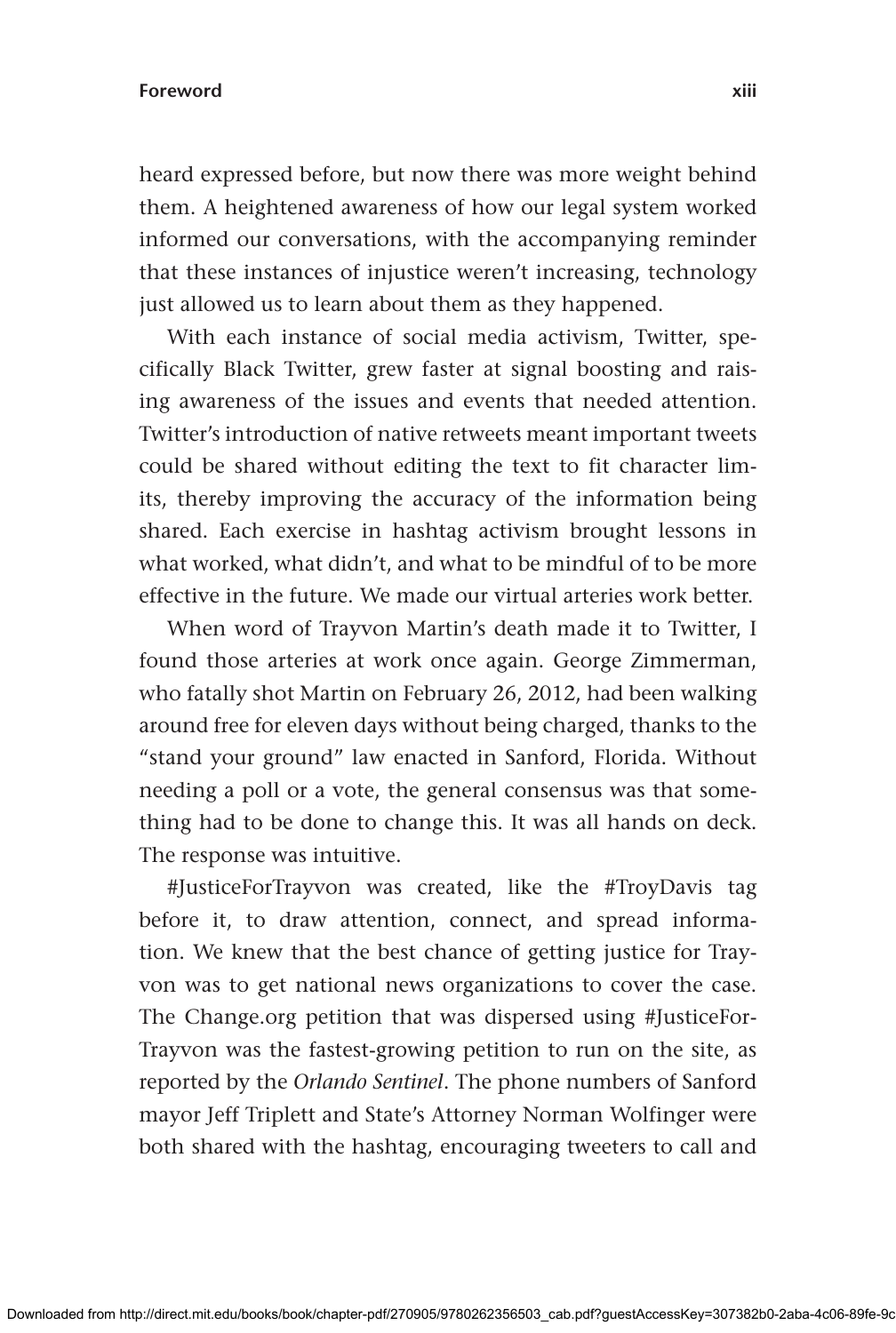heard expressed before, but now there was more weight behind them. A heightened awareness of how our legal system worked informed our conversations, with the accompanying reminder that these instances of injustice weren't increasing, technology just allowed us to learn about them as they happened.

With each instance of social media activism, Twitter, specifically Black Twitter, grew faster at signal boosting and raising awareness of the issues and events that needed attention. Twitter's introduction of native retweets meant important tweets could be shared without editing the text to fit character limits, thereby improving the accuracy of the information being shared. Each exercise in hashtag activism brought lessons in what worked, what didn't, and what to be mindful of to be more effective in the future. We made our virtual arteries work better.

When word of Trayvon Martin's death made it to Twitter, I found those arteries at work once again. George Zimmerman, who fatally shot Martin on February 26, 2012, had been walking around free for eleven days without being charged, thanks to the "stand your ground" law enacted in Sanford, Florida. Without needing a poll or a vote, the general consensus was that something had to be done to change this. It was all hands on deck. The response was intuitive.

#JusticeForTrayvon was created, like the #TroyDavis tag before it, to draw attention, connect, and spread information. We knew that the best chance of getting justice for Trayvon was to get national news organizations to cover the case. The Change.org petition that was dispersed using #JusticeForTrayvon was the fastest-growing petition to run on the site, as reported by the *Orlando Sentinel*. The phone numbers of Sanford mayor Jeff Triplett and State's Attorney Norman Wolfinger were both shared with the hashtag, encouraging tweeters to call and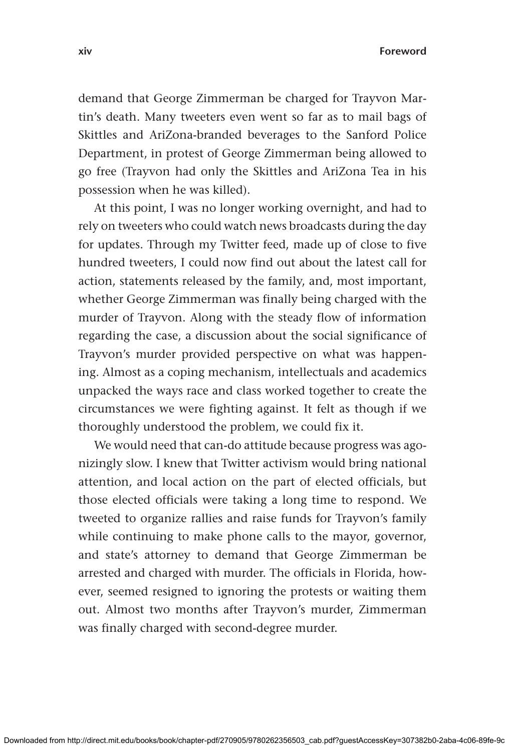demand that George Zimmerman be charged for Trayvon Martin's death. Many tweeters even went so far as to mail bags of Skittles and AriZona-branded beverages to the Sanford Police Department, in protest of George Zimmerman being allowed to go free (Trayvon had only the Skittles and AriZona Tea in his possession when he was killed).

At this point, I was no longer working overnight, and had to rely on tweeters who could watch news broadcasts during the day for updates. Through my Twitter feed, made up of close to five hundred tweeters, I could now find out about the latest call for action, statements released by the family, and, most important, whether George Zimmerman was finally being charged with the murder of Trayvon. Along with the steady flow of information regarding the case, a discussion about the social significance of Trayvon's murder provided perspective on what was happening. Almost as a coping mechanism, intellectuals and academics unpacked the ways race and class worked together to create the circumstances we were fighting against. It felt as though if we thoroughly understood the problem, we could fix it.

We would need that can-do attitude because progress was agonizingly slow. I knew that Twitter activism would bring national attention, and local action on the part of elected officials, but those elected officials were taking a long time to respond. We tweeted to organize rallies and raise funds for Trayvon's family while continuing to make phone calls to the mayor, governor, and state's attorney to demand that George Zimmerman be arrested and charged with murder. The officials in Florida, however, seemed resigned to ignoring the protests or waiting them out. Almost two months after Trayvon's murder, Zimmerman was finally charged with second-degree murder.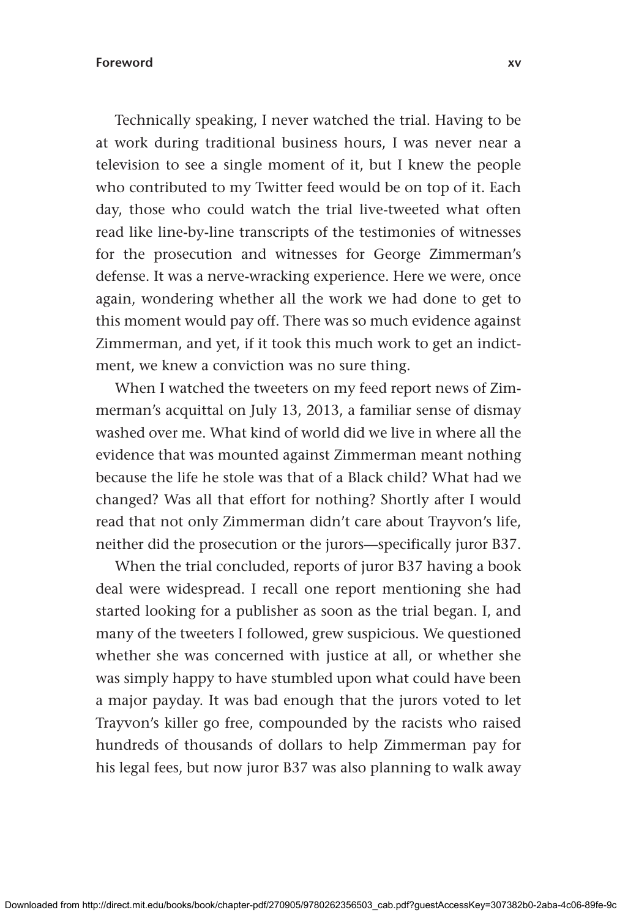Technically speaking, I never watched the trial. Having to be at work during traditional business hours, I was never near a television to see a single moment of it, but I knew the people who contributed to my Twitter feed would be on top of it. Each day, those who could watch the trial live-tweeted what often read like line-by-line transcripts of the testimonies of witnesses for the prosecution and witnesses for George Zimmerman's defense. It was a nerve-wracking experience. Here we were, once again, wondering whether all the work we had done to get to this moment would pay off. There was so much evidence against Zimmerman, and yet, if it took this much work to get an indictment, we knew a conviction was no sure thing.

When I watched the tweeters on my feed report news of Zimmerman's acquittal on July 13, 2013, a familiar sense of dismay washed over me. What kind of world did we live in where all the evidence that was mounted against Zimmerman meant nothing because the life he stole was that of a Black child? What had we changed? Was all that effort for nothing? Shortly after I would read that not only Zimmerman didn't care about Trayvon's life, neither did the prosecution or the jurors—specifically juror B37.

When the trial concluded, reports of juror B37 having a book deal were widespread. I recall one report mentioning she had started looking for a publisher as soon as the trial began. I, and many of the tweeters I followed, grew suspicious. We questioned whether she was concerned with justice at all, or whether she was simply happy to have stumbled upon what could have been a major payday. It was bad enough that the jurors voted to let Trayvon's killer go free, compounded by the racists who raised hundreds of thousands of dollars to help Zimmerman pay for his legal fees, but now juror B37 was also planning to walk away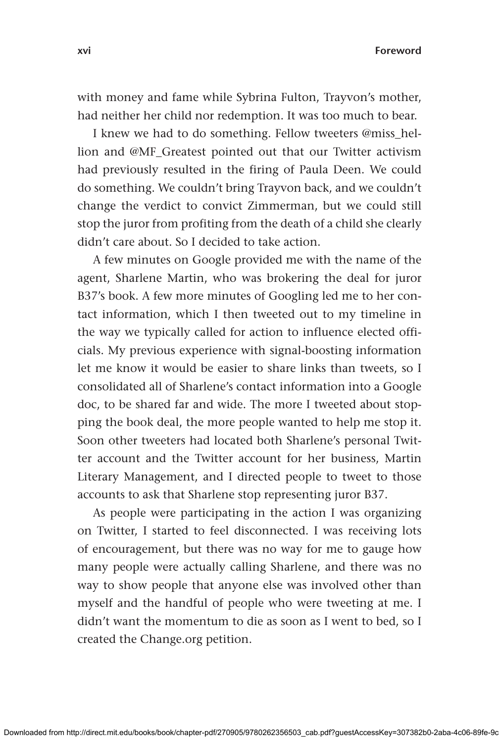with money and fame while Sybrina Fulton, Trayvon's mother, had neither her child nor redemption. It was too much to bear.

I knew we had to do something. Fellow tweeters @miss_hellion and @MF_Greatest pointed out that our Twitter activism had previously resulted in the firing of Paula Deen. We could do something. We couldn't bring Trayvon back, and we couldn't change the verdict to convict Zimmerman, but we could still stop the juror from profiting from the death of a child she clearly didn't care about. So I decided to take action.

A few minutes on Google provided me with the name of the agent, Sharlene Martin, who was brokering the deal for juror B37's book. A few more minutes of Googling led me to her contact information, which I then tweeted out to my timeline in the way we typically called for action to influence elected officials. My previous experience with signal-boosting information let me know it would be easier to share links than tweets, so I consolidated all of Sharlene's contact information into a Google doc, to be shared far and wide. The more I tweeted about stopping the book deal, the more people wanted to help me stop it. Soon other tweeters had located both Sharlene's personal Twitter account and the Twitter account for her business, Martin Literary Management, and I directed people to tweet to those accounts to ask that Sharlene stop representing juror B37.

As people were participating in the action I was organizing on Twitter, I started to feel disconnected. I was receiving lots of encouragement, but there was no way for me to gauge how many people were actually calling Sharlene, and there was no way to show people that anyone else was involved other than myself and the handful of people who were tweeting at me. I didn't want the momentum to die as soon as I went to bed, so I created the Change.org petition.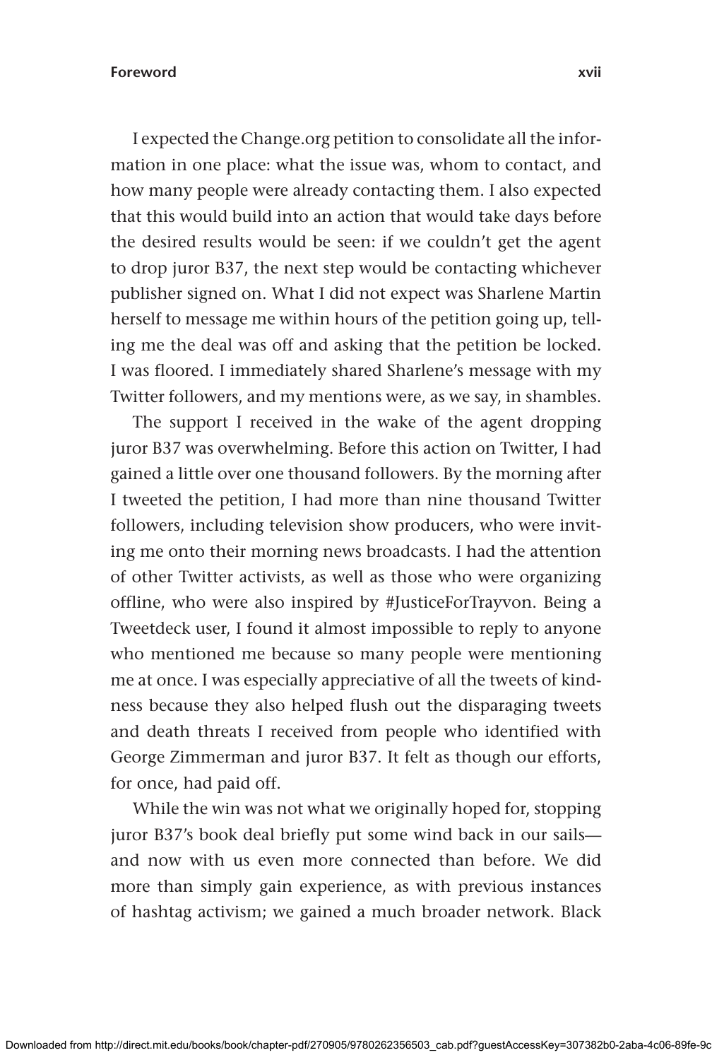I expected the Change.org petition to consolidate all the information in one place: what the issue was, whom to contact, and how many people were already contacting them. I also expected that this would build into an action that would take days before the desired results would be seen: if we couldn't get the agent to drop juror B37, the next step would be contacting whichever publisher signed on. What I did not expect was Sharlene Martin herself to message me within hours of the petition going up, telling me the deal was off and asking that the petition be locked. I was floored. I immediately shared Sharlene's message with my Twitter followers, and my mentions were, as we say, in shambles.

The support I received in the wake of the agent dropping juror B37 was overwhelming. Before this action on Twitter, I had gained a little over one thousand followers. By the morning after I tweeted the petition, I had more than nine thousand Twitter followers, including television show producers, who were inviting me onto their morning news broadcasts. I had the attention of other Twitter activists, as well as those who were organizing offline, who were also inspired by #JusticeForTrayvon. Being a Tweetdeck user, I found it almost impossible to reply to anyone who mentioned me because so many people were mentioning me at once. I was especially appreciative of all the tweets of kindness because they also helped flush out the disparaging tweets and death threats I received from people who identified with George Zimmerman and juror B37. It felt as though our efforts, for once, had paid off.

While the win was not what we originally hoped for, stopping juror B37's book deal briefly put some wind back in our sails—and now with us even more connected than before. We did more than simply gain experience, as with previous instances of hashtag activism; we gained a much broader network. Black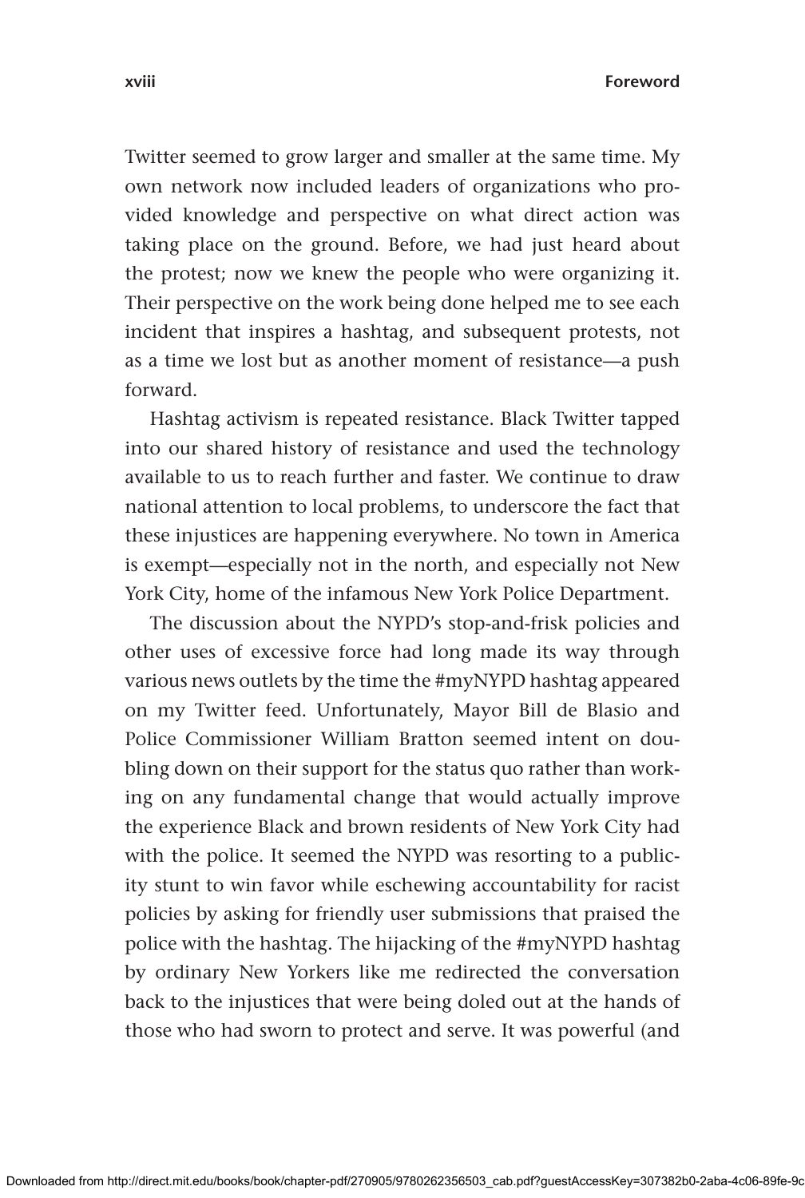Twitter seemed to grow larger and smaller at the same time. My own network now included leaders of organizations who provided knowledge and perspective on what direct action was taking place on the ground. Before, we had just heard about the protest; now we knew the people who were organizing it. Their perspective on the work being done helped me to see each incident that inspires a hashtag, and subsequent protests, not as a time we lost but as another moment of resistance—a push forward.

Hashtag activism is repeated resistance. Black Twitter tapped into our shared history of resistance and used the technology available to us to reach further and faster. We continue to draw national attention to local problems, to underscore the fact that these injustices are happening everywhere. No town in America is exempt—especially not in the north, and especially not New York City, home of the infamous New York Police Department.

The discussion about the NYPD's stop-and-frisk policies and other uses of excessive force had long made its way through various news outlets by the time the #myNYPD hashtag appeared on my Twitter feed. Unfortunately, Mayor Bill de Blasio and Police Commissioner William Bratton seemed intent on doubling down on their support for the status quo rather than working on any fundamental change that would actually improve the experience Black and brown residents of New York City had with the police. It seemed the NYPD was resorting to a publicity stunt to win favor while eschewing accountability for racist policies by asking for friendly user submissions that praised the police with the hashtag. The hijacking of the #myNYPD hashtag by ordinary New Yorkers like me redirected the conversation back to the injustices that were being doled out at the hands of those who had sworn to protect and serve. It was powerful (and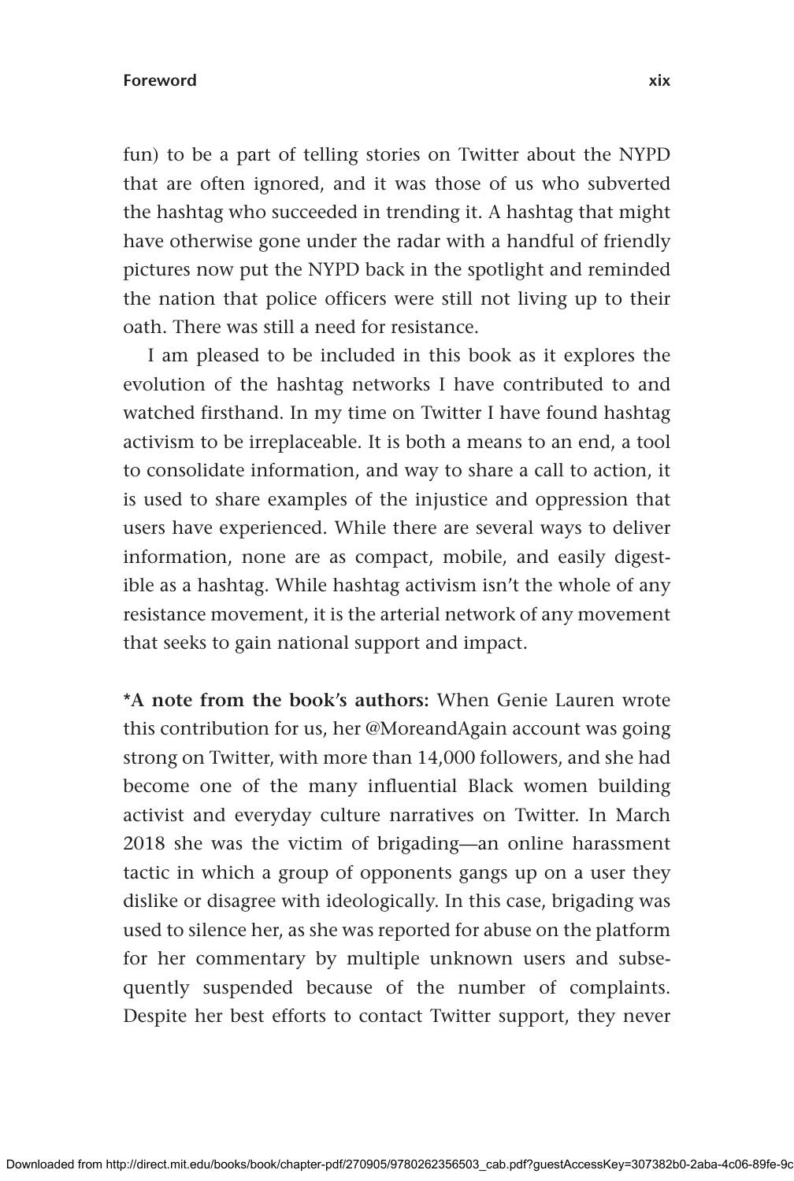fun) to be a part of telling stories on Twitter about the NYPD that are often ignored, and it was those of us who subverted the hashtag who succeeded in trending it. A hashtag that might have otherwise gone under the radar with a handful of friendly pictures now put the NYPD back in the spotlight and reminded the nation that police officers were still not living up to their oath. There was still a need for resistance.

I am pleased to be included in this book as it explores the evolution of the hashtag networks I have contributed to and watched firsthand. In my time on Twitter I have found hashtag activism to be irreplaceable. It is both a means to an end, a tool to consolidate information, and way to share a call to action, it is used to share examples of the injustice and oppression that users have experienced. While there are several ways to deliver information, none are as compact, mobile, and easily digestible as a hashtag. While hashtag activism isn't the whole of any resistance movement, it is the arterial network of any movement that seeks to gain national support and impact.

**\*A note from the book's authors:** When Genie Lauren wrote this contribution for us, her @MoreandAgain account was going strong on Twitter, with more than 14,000 followers, and she had become one of the many influential Black women building activist and everyday culture narratives on Twitter. In March 2018 she was the victim of brigading—an online harassment tactic in which a group of opponents gangs up on a user they dislike or disagree with ideologically. In this case, brigading was used to silence her, as she was reported for abuse on the platform for her commentary by multiple unknown users and subsequently suspended because of the number of complaints. Despite her best efforts to contact Twitter support, they never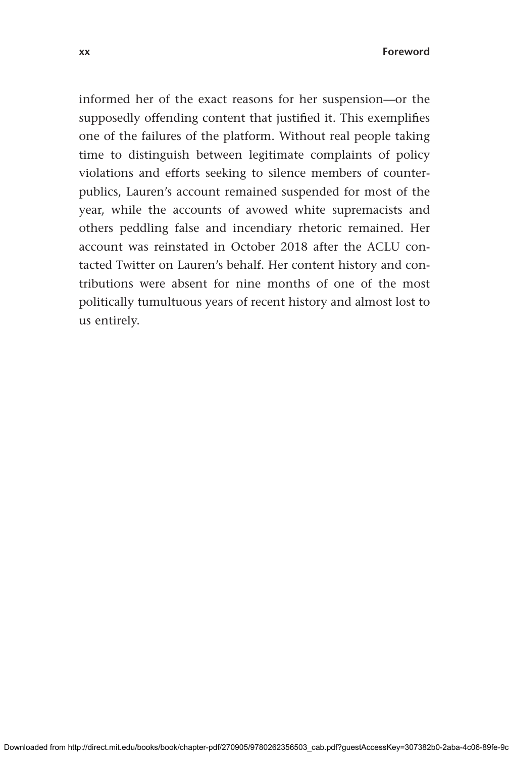informed her of the exact reasons for her suspension—or the supposedly offending content that justified it. This exemplifies one of the failures of the platform. Without real people taking time to distinguish between legitimate complaints of policy violations and efforts seeking to silence members of counterpublics, Lauren's account remained suspended for most of the year, while the accounts of avowed white supremacists and others peddling false and incendiary rhetoric remained. Her account was reinstated in October 2018 after the ACLU contacted Twitter on Lauren's behalf. Her content history and contributions were absent for nine months of one of the most politically tumultuous years of recent history and almost lost to us entirely.